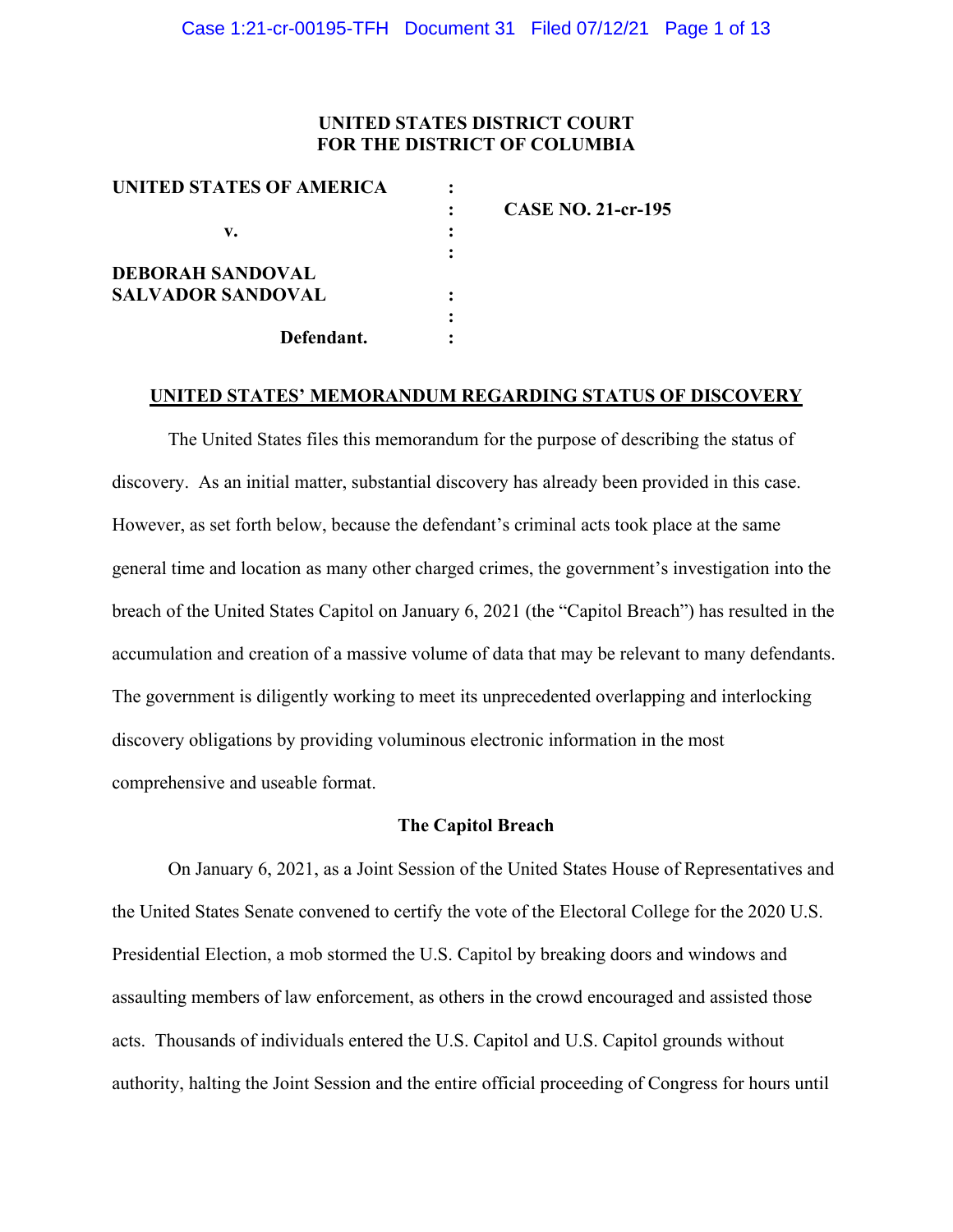**UNITED STATES DISTRICT COURT**
**FOR THE DISTRICT OF COLUMBIA**

| | | |
|---|---|---|
| **UNITED STATES OF AMERICA** | : | |
| | : | **CASE NO. 21-cr-195** |
| **v.** | : | |
| | : | |
| **DEBORAH SANDOVAL** | | |
| **SALVADOR SANDOVAL** | : | |
| | : | |
| **Defendant.** | : | |

**UNITED STATES' MEMORANDUM REGARDING STATUS OF DISCOVERY**

The United States files this memorandum for the purpose of describing the status of discovery. As an initial matter, substantial discovery has already been provided in this case. However, as set forth below, because the defendant's criminal acts took place at the same general time and location as many other charged crimes, the government's investigation into the breach of the United States Capitol on January 6, 2021 (the "Capitol Breach") has resulted in the accumulation and creation of a massive volume of data that may be relevant to many defendants. The government is diligently working to meet its unprecedented overlapping and interlocking discovery obligations by providing voluminous electronic information in the most comprehensive and useable format.

**The Capitol Breach**

On January 6, 2021, as a Joint Session of the United States House of Representatives and the United States Senate convened to certify the vote of the Electoral College for the 2020 U.S. Presidential Election, a mob stormed the U.S. Capitol by breaking doors and windows and assaulting members of law enforcement, as others in the crowd encouraged and assisted those acts. Thousands of individuals entered the U.S. Capitol and U.S. Capitol grounds without authority, halting the Joint Session and the entire official proceeding of Congress for hours until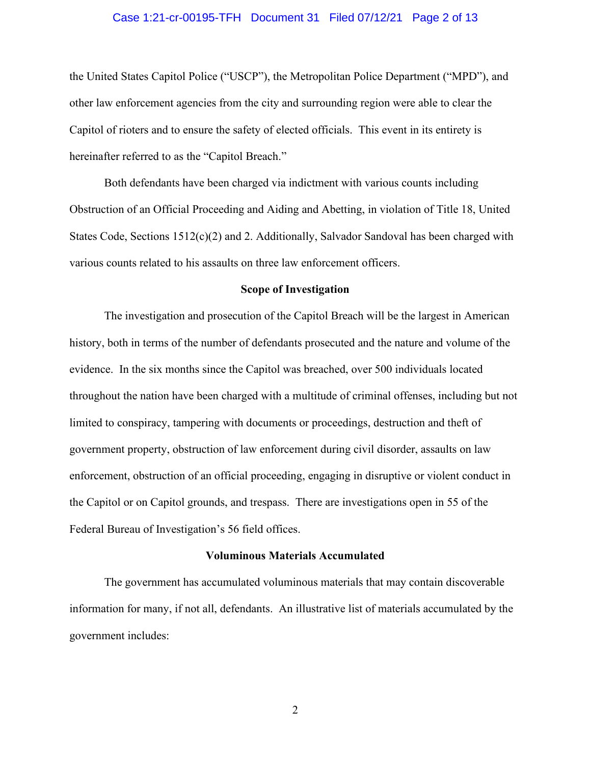the United States Capitol Police ("USCP"), the Metropolitan Police Department ("MPD"), and other law enforcement agencies from the city and surrounding region were able to clear the Capitol of rioters and to ensure the safety of elected officials. This event in its entirety is hereinafter referred to as the "Capitol Breach."

Both defendants have been charged via indictment with various counts including Obstruction of an Official Proceeding and Aiding and Abetting, in violation of Title 18, United States Code, Sections 1512(c)(2) and 2. Additionally, Salvador Sandoval has been charged with various counts related to his assaults on three law enforcement officers.

**Scope of Investigation**

The investigation and prosecution of the Capitol Breach will be the largest in American history, both in terms of the number of defendants prosecuted and the nature and volume of the evidence. In the six months since the Capitol was breached, over 500 individuals located throughout the nation have been charged with a multitude of criminal offenses, including but not limited to conspiracy, tampering with documents or proceedings, destruction and theft of government property, obstruction of law enforcement during civil disorder, assaults on law enforcement, obstruction of an official proceeding, engaging in disruptive or violent conduct in the Capitol or on Capitol grounds, and trespass. There are investigations open in 55 of the Federal Bureau of Investigation's 56 field offices.

**Voluminous Materials Accumulated**

The government has accumulated voluminous materials that may contain discoverable information for many, if not all, defendants. An illustrative list of materials accumulated by the government includes: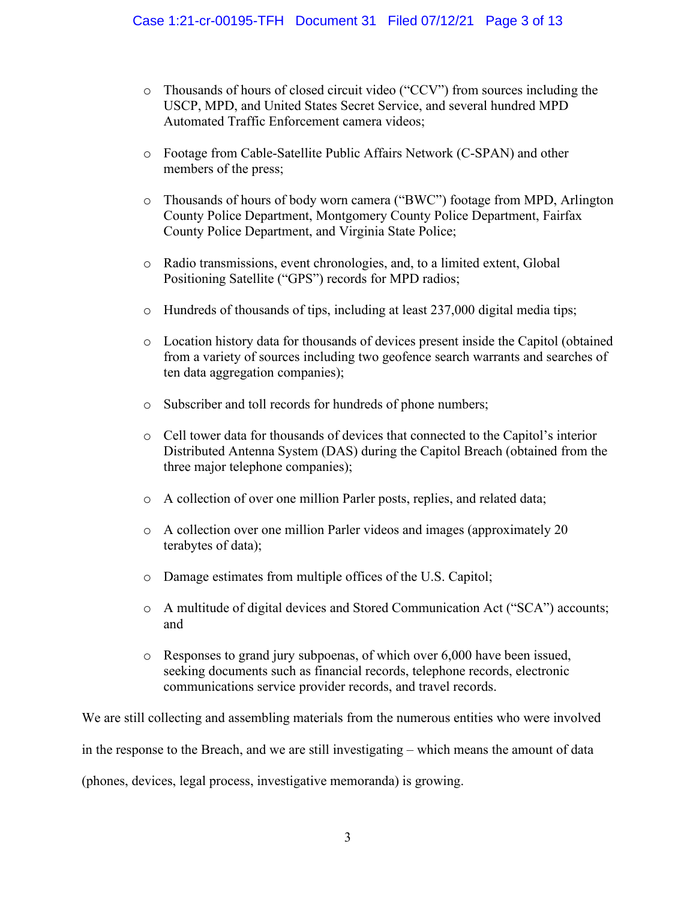- Thousands of hours of closed circuit video ("CCV") from sources including the USCP, MPD, and United States Secret Service, and several hundred MPD Automated Traffic Enforcement camera videos;

- Footage from Cable-Satellite Public Affairs Network (C-SPAN) and other members of the press;

- Thousands of hours of body worn camera ("BWC") footage from MPD, Arlington County Police Department, Montgomery County Police Department, Fairfax County Police Department, and Virginia State Police;

- Radio transmissions, event chronologies, and, to a limited extent, Global Positioning Satellite ("GPS") records for MPD radios;

- Hundreds of thousands of tips, including at least 237,000 digital media tips;

- Location history data for thousands of devices present inside the Capitol (obtained from a variety of sources including two geofence search warrants and searches of ten data aggregation companies);

- Subscriber and toll records for hundreds of phone numbers;

- Cell tower data for thousands of devices that connected to the Capitol's interior Distributed Antenna System (DAS) during the Capitol Breach (obtained from the three major telephone companies);

- A collection of over one million Parler posts, replies, and related data;

- A collection over one million Parler videos and images (approximately 20 terabytes of data);

- Damage estimates from multiple offices of the U.S. Capitol;

- A multitude of digital devices and Stored Communication Act ("SCA") accounts; and

- Responses to grand jury subpoenas, of which over 6,000 have been issued, seeking documents such as financial records, telephone records, electronic communications service provider records, and travel records.

We are still collecting and assembling materials from the numerous entities who were involved in the response to the Breach, and we are still investigating – which means the amount of data (phones, devices, legal process, investigative memoranda) is growing.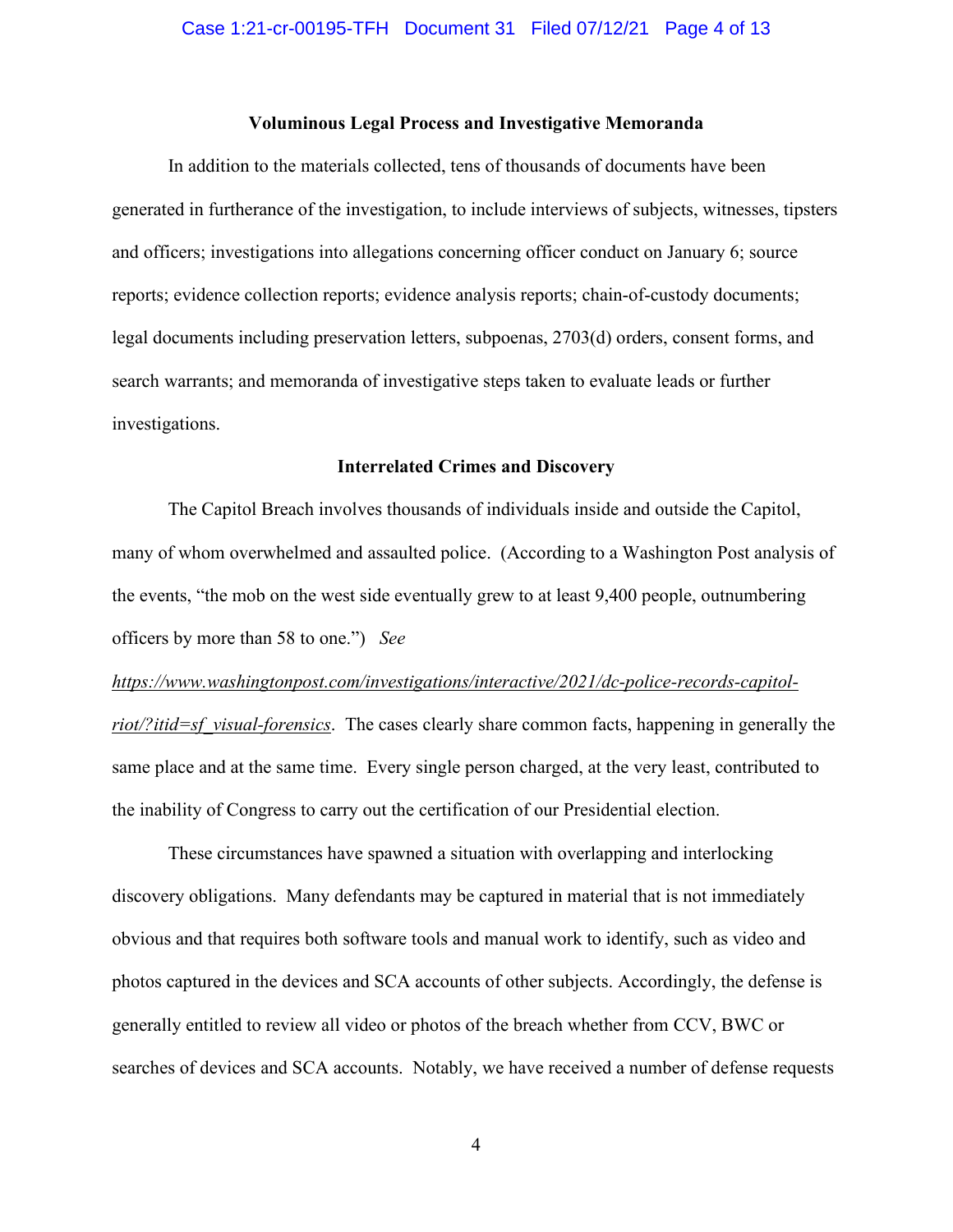**Voluminous Legal Process and Investigative Memoranda**

In addition to the materials collected, tens of thousands of documents have been generated in furtherance of the investigation, to include interviews of subjects, witnesses, tipsters and officers; investigations into allegations concerning officer conduct on January 6; source reports; evidence collection reports; evidence analysis reports; chain-of-custody documents; legal documents including preservation letters, subpoenas, 2703(d) orders, consent forms, and search warrants; and memoranda of investigative steps taken to evaluate leads or further investigations.

**Interrelated Crimes and Discovery**

The Capitol Breach involves thousands of individuals inside and outside the Capitol, many of whom overwhelmed and assaulted police. (According to a Washington Post analysis of the events, "the mob on the west side eventually grew to at least 9,400 people, outnumbering officers by more than 58 to one.") *See* *https://www.washingtonpost.com/investigations/interactive/2021/dc-police-records-capitol-riot/?itid=sf_visual-forensics*. The cases clearly share common facts, happening in generally the same place and at the same time. Every single person charged, at the very least, contributed to the inability of Congress to carry out the certification of our Presidential election.

These circumstances have spawned a situation with overlapping and interlocking discovery obligations. Many defendants may be captured in material that is not immediately obvious and that requires both software tools and manual work to identify, such as video and photos captured in the devices and SCA accounts of other subjects. Accordingly, the defense is generally entitled to review all video or photos of the breach whether from CCV, BWC or searches of devices and SCA accounts. Notably, we have received a number of defense requests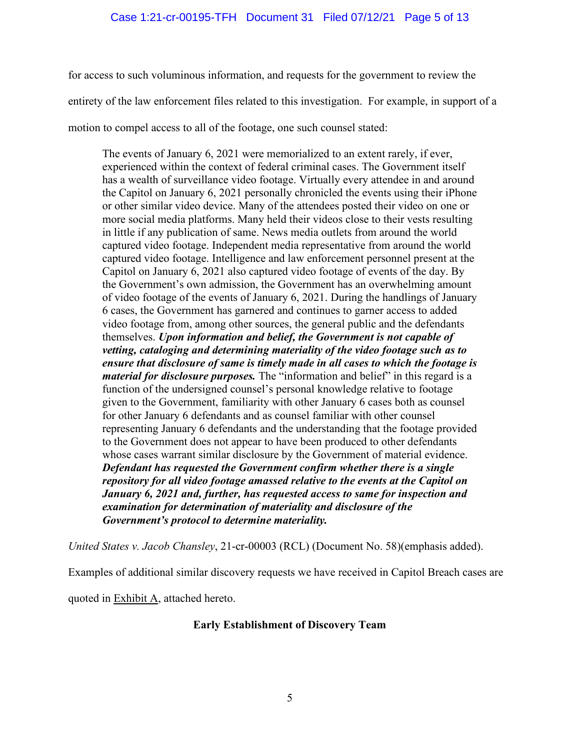for access to such voluminous information, and requests for the government to review the entirety of the law enforcement files related to this investigation. For example, in support of a motion to compel access to all of the footage, one such counsel stated:

> The events of January 6, 2021 were memorialized to an extent rarely, if ever, experienced within the context of federal criminal cases. The Government itself has a wealth of surveillance video footage. Virtually every attendee in and around the Capitol on January 6, 2021 personally chronicled the events using their iPhone or other similar video device. Many of the attendees posted their video on one or more social media platforms. Many held their videos close to their vests resulting in little if any publication of same. News media outlets from around the world captured video footage. Independent media representative from around the world captured video footage. Intelligence and law enforcement personnel present at the Capitol on January 6, 2021 also captured video footage of events of the day. By the Government's own admission, the Government has an overwhelming amount of video footage of the events of January 6, 2021. During the handlings of January 6 cases, the Government has garnered and continues to garner access to added video footage from, among other sources, the general public and the defendants themselves. ***Upon information and belief, the Government is not capable of vetting, cataloging and determining materiality of the video footage such as to ensure that disclosure of same is timely made in all cases to which the footage is material for disclosure purposes.*** The "information and belief" in this regard is a function of the undersigned counsel's personal knowledge relative to footage given to the Government, familiarity with other January 6 cases both as counsel for other January 6 defendants and as counsel familiar with other counsel representing January 6 defendants and the understanding that the footage provided to the Government does not appear to have been produced to other defendants whose cases warrant similar disclosure by the Government of material evidence. ***Defendant has requested the Government confirm whether there is a single repository for all video footage amassed relative to the events at the Capitol on January 6, 2021 and, further, has requested access to same for inspection and examination for determination of materiality and disclosure of the Government's protocol to determine materiality.***

*United States v. Jacob Chansley*, 21-cr-00003 (RCL) (Document No. 58)(emphasis added).

Examples of additional similar discovery requests we have received in Capitol Breach cases are quoted in Exhibit A, attached hereto.

**Early Establishment of Discovery Team**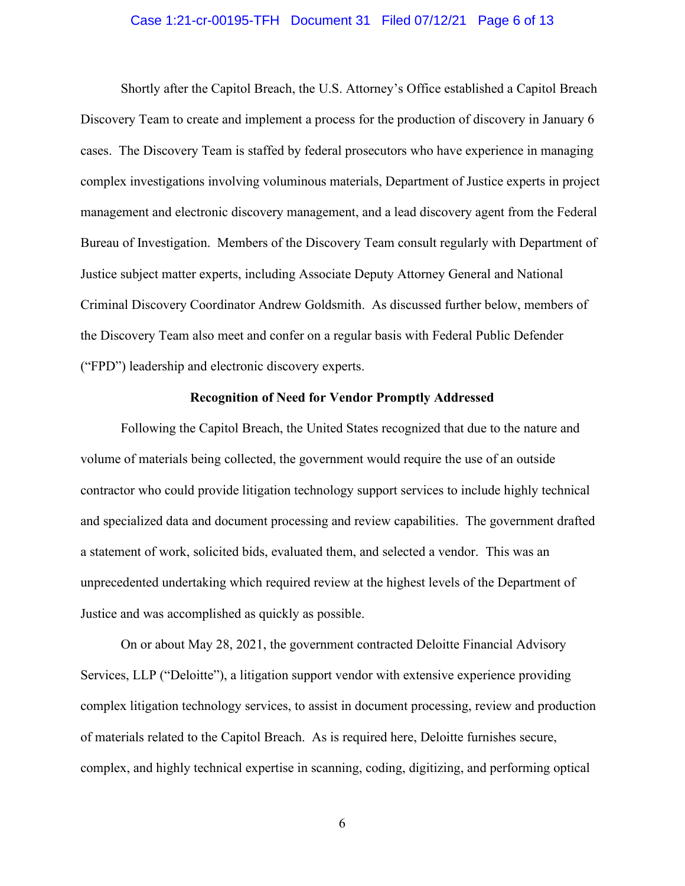Shortly after the Capitol Breach, the U.S. Attorney's Office established a Capitol Breach Discovery Team to create and implement a process for the production of discovery in January 6 cases. The Discovery Team is staffed by federal prosecutors who have experience in managing complex investigations involving voluminous materials, Department of Justice experts in project management and electronic discovery management, and a lead discovery agent from the Federal Bureau of Investigation. Members of the Discovery Team consult regularly with Department of Justice subject matter experts, including Associate Deputy Attorney General and National Criminal Discovery Coordinator Andrew Goldsmith. As discussed further below, members of the Discovery Team also meet and confer on a regular basis with Federal Public Defender ("FPD") leadership and electronic discovery experts.

**Recognition of Need for Vendor Promptly Addressed**

Following the Capitol Breach, the United States recognized that due to the nature and volume of materials being collected, the government would require the use of an outside contractor who could provide litigation technology support services to include highly technical and specialized data and document processing and review capabilities. The government drafted a statement of work, solicited bids, evaluated them, and selected a vendor. This was an unprecedented undertaking which required review at the highest levels of the Department of Justice and was accomplished as quickly as possible.

On or about May 28, 2021, the government contracted Deloitte Financial Advisory Services, LLP ("Deloitte"), a litigation support vendor with extensive experience providing complex litigation technology services, to assist in document processing, review and production of materials related to the Capitol Breach. As is required here, Deloitte furnishes secure, complex, and highly technical expertise in scanning, coding, digitizing, and performing optical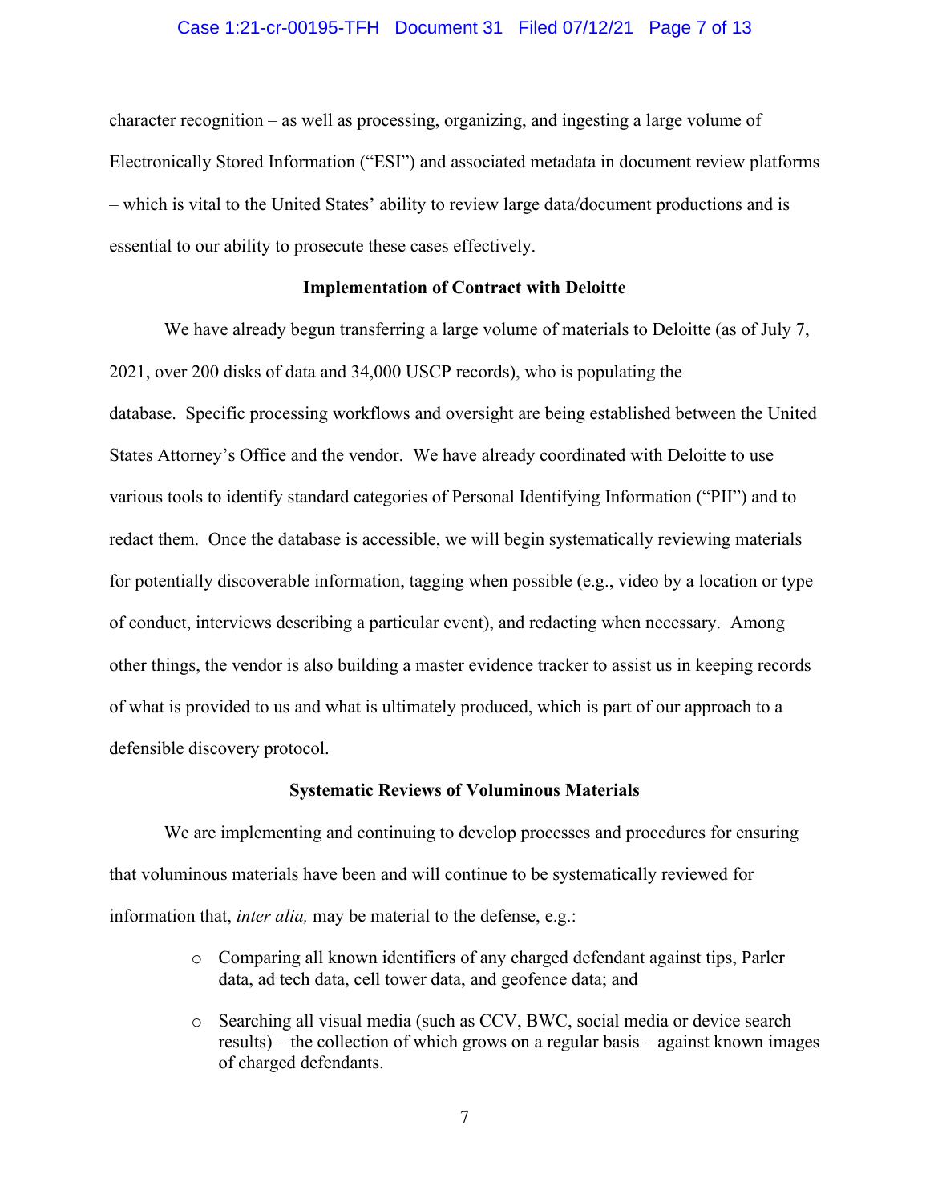character recognition – as well as processing, organizing, and ingesting a large volume of Electronically Stored Information ("ESI") and associated metadata in document review platforms – which is vital to the United States' ability to review large data/document productions and is essential to our ability to prosecute these cases effectively.

**Implementation of Contract with Deloitte**

We have already begun transferring a large volume of materials to Deloitte (as of July 7, 2021, over 200 disks of data and 34,000 USCP records), who is populating the database. Specific processing workflows and oversight are being established between the United States Attorney's Office and the vendor. We have already coordinated with Deloitte to use various tools to identify standard categories of Personal Identifying Information ("PII") and to redact them. Once the database is accessible, we will begin systematically reviewing materials for potentially discoverable information, tagging when possible (e.g., video by a location or type of conduct, interviews describing a particular event), and redacting when necessary. Among other things, the vendor is also building a master evidence tracker to assist us in keeping records of what is provided to us and what is ultimately produced, which is part of our approach to a defensible discovery protocol.

**Systematic Reviews of Voluminous Materials**

We are implementing and continuing to develop processes and procedures for ensuring that voluminous materials have been and will continue to be systematically reviewed for information that, *inter alia,* may be material to the defense, e.g.:

- Comparing all known identifiers of any charged defendant against tips, Parler data, ad tech data, cell tower data, and geofence data; and
- Searching all visual media (such as CCV, BWC, social media or device search results) – the collection of which grows on a regular basis – against known images of charged defendants.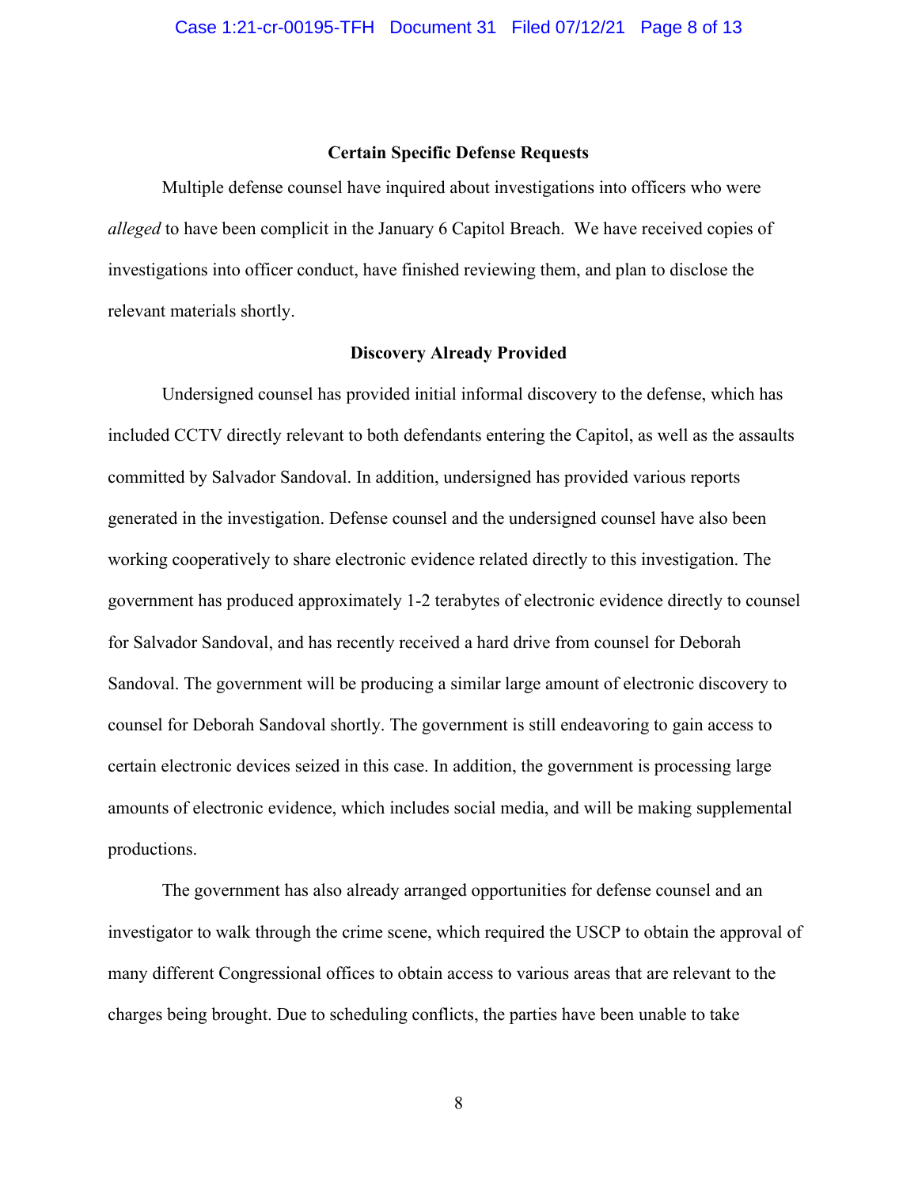### Certain Specific Defense Requests

Multiple defense counsel have inquired about investigations into officers who were *alleged* to have been complicit in the January 6 Capitol Breach. We have received copies of investigations into officer conduct, have finished reviewing them, and plan to disclose the relevant materials shortly.

### Discovery Already Provided

Undersigned counsel has provided initial informal discovery to the defense, which has included CCTV directly relevant to both defendants entering the Capitol, as well as the assaults committed by Salvador Sandoval. In addition, undersigned has provided various reports generated in the investigation. Defense counsel and the undersigned counsel have also been working cooperatively to share electronic evidence related directly to this investigation. The government has produced approximately 1-2 terabytes of electronic evidence directly to counsel for Salvador Sandoval, and has recently received a hard drive from counsel for Deborah Sandoval. The government will be producing a similar large amount of electronic discovery to counsel for Deborah Sandoval shortly. The government is still endeavoring to gain access to certain electronic devices seized in this case. In addition, the government is processing large amounts of electronic evidence, which includes social media, and will be making supplemental productions.

The government has also already arranged opportunities for defense counsel and an investigator to walk through the crime scene, which required the USCP to obtain the approval of many different Congressional offices to obtain access to various areas that are relevant to the charges being brought. Due to scheduling conflicts, the parties have been unable to take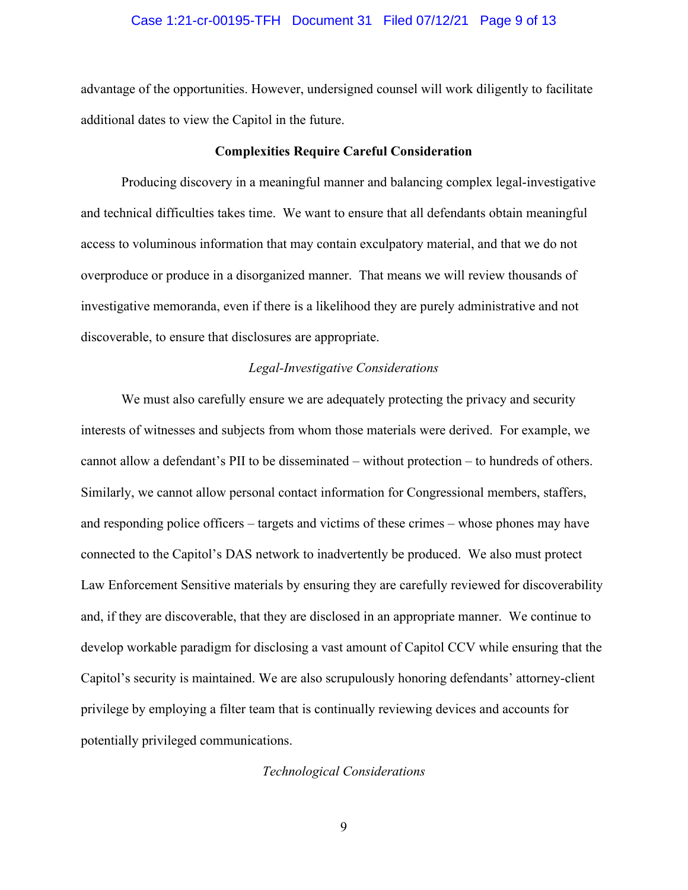advantage of the opportunities. However, undersigned counsel will work diligently to facilitate additional dates to view the Capitol in the future.

**Complexities Require Careful Consideration**

Producing discovery in a meaningful manner and balancing complex legal-investigative and technical difficulties takes time. We want to ensure that all defendants obtain meaningful access to voluminous information that may contain exculpatory material, and that we do not overproduce or produce in a disorganized manner. That means we will review thousands of investigative memoranda, even if there is a likelihood they are purely administrative and not discoverable, to ensure that disclosures are appropriate.

*Legal-Investigative Considerations*

We must also carefully ensure we are adequately protecting the privacy and security interests of witnesses and subjects from whom those materials were derived. For example, we cannot allow a defendant's PII to be disseminated – without protection – to hundreds of others. Similarly, we cannot allow personal contact information for Congressional members, staffers, and responding police officers – targets and victims of these crimes – whose phones may have connected to the Capitol's DAS network to inadvertently be produced. We also must protect Law Enforcement Sensitive materials by ensuring they are carefully reviewed for discoverability and, if they are discoverable, that they are disclosed in an appropriate manner. We continue to develop workable paradigm for disclosing a vast amount of Capitol CCV while ensuring that the Capitol's security is maintained. We are also scrupulously honoring defendants' attorney-client privilege by employing a filter team that is continually reviewing devices and accounts for potentially privileged communications.

*Technological Considerations*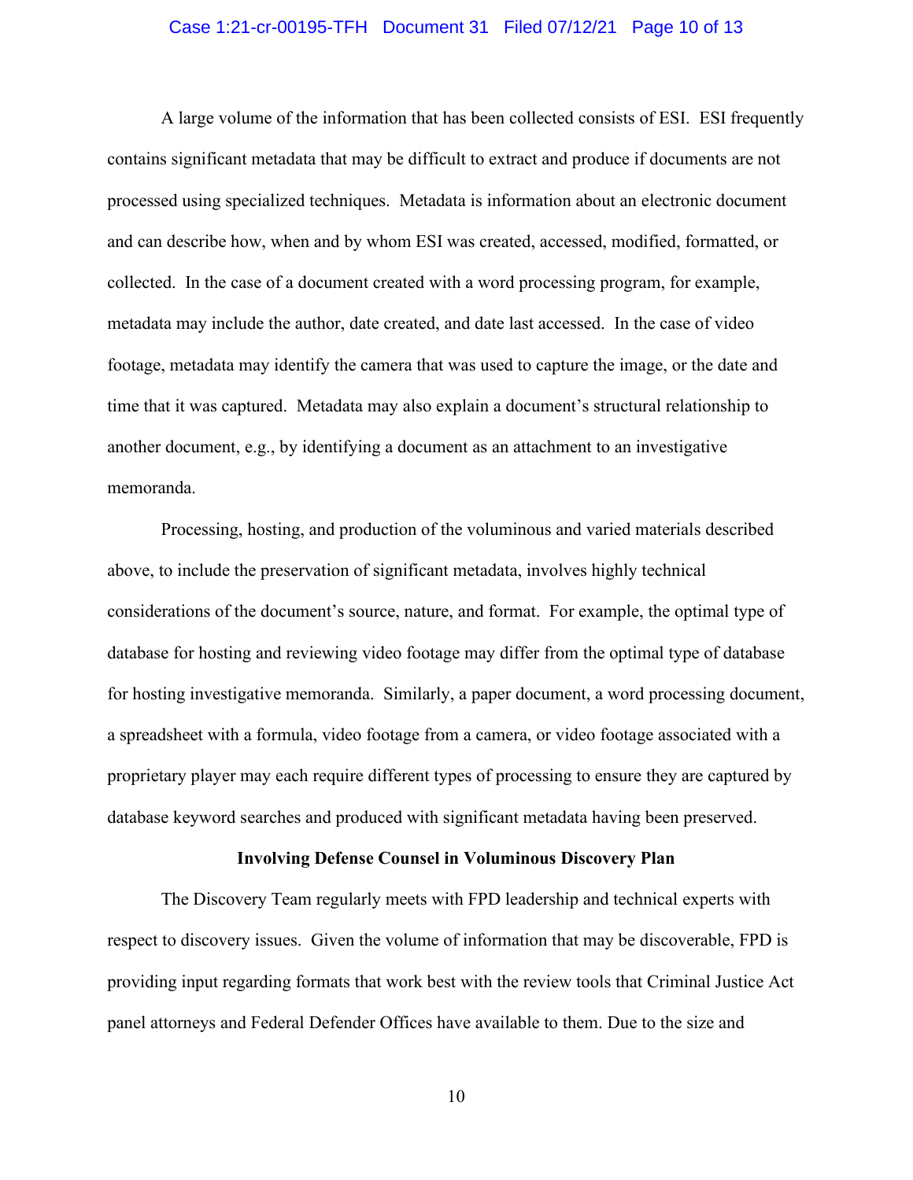A large volume of the information that has been collected consists of ESI. ESI frequently contains significant metadata that may be difficult to extract and produce if documents are not processed using specialized techniques. Metadata is information about an electronic document and can describe how, when and by whom ESI was created, accessed, modified, formatted, or collected. In the case of a document created with a word processing program, for example, metadata may include the author, date created, and date last accessed. In the case of video footage, metadata may identify the camera that was used to capture the image, or the date and time that it was captured. Metadata may also explain a document's structural relationship to another document, e.g., by identifying a document as an attachment to an investigative memoranda.

Processing, hosting, and production of the voluminous and varied materials described above, to include the preservation of significant metadata, involves highly technical considerations of the document's source, nature, and format. For example, the optimal type of database for hosting and reviewing video footage may differ from the optimal type of database for hosting investigative memoranda. Similarly, a paper document, a word processing document, a spreadsheet with a formula, video footage from a camera, or video footage associated with a proprietary player may each require different types of processing to ensure they are captured by database keyword searches and produced with significant metadata having been preserved.

**Involving Defense Counsel in Voluminous Discovery Plan**

The Discovery Team regularly meets with FPD leadership and technical experts with respect to discovery issues. Given the volume of information that may be discoverable, FPD is providing input regarding formats that work best with the review tools that Criminal Justice Act panel attorneys and Federal Defender Offices have available to them. Due to the size and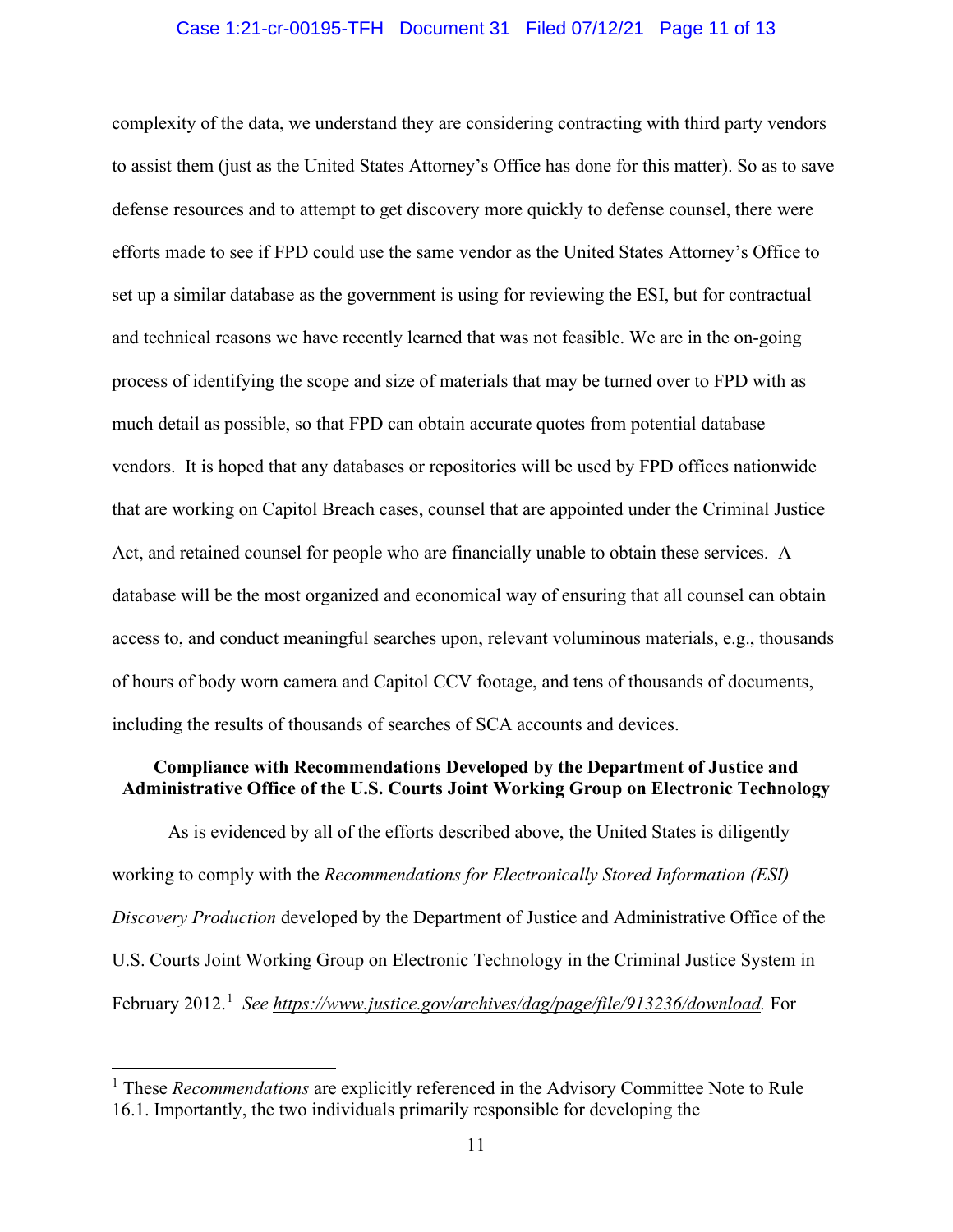complexity of the data, we understand they are considering contracting with third party vendors to assist them (just as the United States Attorney's Office has done for this matter). So as to save defense resources and to attempt to get discovery more quickly to defense counsel, there were efforts made to see if FPD could use the same vendor as the United States Attorney's Office to set up a similar database as the government is using for reviewing the ESI, but for contractual and technical reasons we have recently learned that was not feasible. We are in the on-going process of identifying the scope and size of materials that may be turned over to FPD with as much detail as possible, so that FPD can obtain accurate quotes from potential database vendors. It is hoped that any databases or repositories will be used by FPD offices nationwide that are working on Capitol Breach cases, counsel that are appointed under the Criminal Justice Act, and retained counsel for people who are financially unable to obtain these services. A database will be the most organized and economical way of ensuring that all counsel can obtain access to, and conduct meaningful searches upon, relevant voluminous materials, e.g., thousands of hours of body worn camera and Capitol CCV footage, and tens of thousands of documents, including the results of thousands of searches of SCA accounts and devices.

**Compliance with Recommendations Developed by the Department of Justice and Administrative Office of the U.S. Courts Joint Working Group on Electronic Technology**

As is evidenced by all of the efforts described above, the United States is diligently working to comply with the *Recommendations for Electronically Stored Information (ESI) Discovery Production* developed by the Department of Justice and Administrative Office of the U.S. Courts Joint Working Group on Electronic Technology in the Criminal Justice System in February 2012.[1] *See* https://www.justice.gov/archives/dag/page/file/913236/download. For

---

[1] These *Recommendations* are explicitly referenced in the Advisory Committee Note to Rule 16.1. Importantly, the two individuals primarily responsible for developing the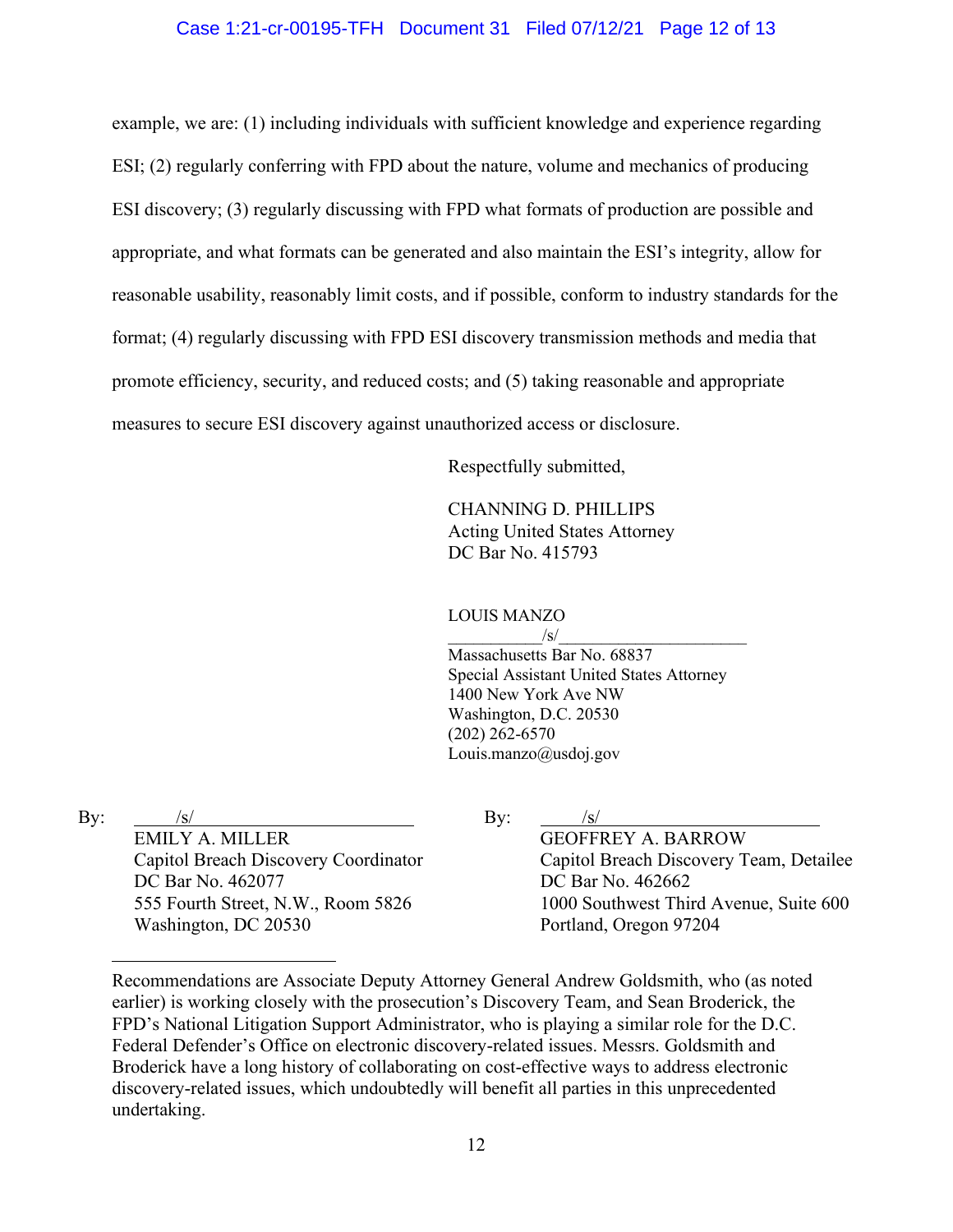example, we are: (1) including individuals with sufficient knowledge and experience regarding ESI; (2) regularly conferring with FPD about the nature, volume and mechanics of producing ESI discovery; (3) regularly discussing with FPD what formats of production are possible and appropriate, and what formats can be generated and also maintain the ESI's integrity, allow for reasonable usability, reasonably limit costs, and if possible, conform to industry standards for the format; (4) regularly discussing with FPD ESI discovery transmission methods and media that promote efficiency, security, and reduced costs; and (5) taking reasonable and appropriate measures to secure ESI discovery against unauthorized access or disclosure.

Respectfully submitted,

CHANNING D. PHILLIPS
Acting United States Attorney
DC Bar No. 415793

LOUIS MANZO
/s/
Massachusetts Bar No. 68837
Special Assistant United States Attorney
1400 New York Ave NW
Washington, D.C. 20530
(202) 262-6570
Louis.manzo@usdoj.gov

By: /s/
EMILY A. MILLER
Capitol Breach Discovery Coordinator
DC Bar No. 462077
555 Fourth Street, N.W., Room 5826
Washington, DC 20530

By: /s/
GEOFFREY A. BARROW
Capitol Breach Discovery Team, Detailee
DC Bar No. 462662
1000 Southwest Third Avenue, Suite 600
Portland, Oregon 97204

---

Recommendations are Associate Deputy Attorney General Andrew Goldsmith, who (as noted earlier) is working closely with the prosecution's Discovery Team, and Sean Broderick, the FPD's National Litigation Support Administrator, who is playing a similar role for the D.C. Federal Defender's Office on electronic discovery-related issues. Messrs. Goldsmith and Broderick have a long history of collaborating on cost-effective ways to address electronic discovery-related issues, which undoubtedly will benefit all parties in this unprecedented undertaking.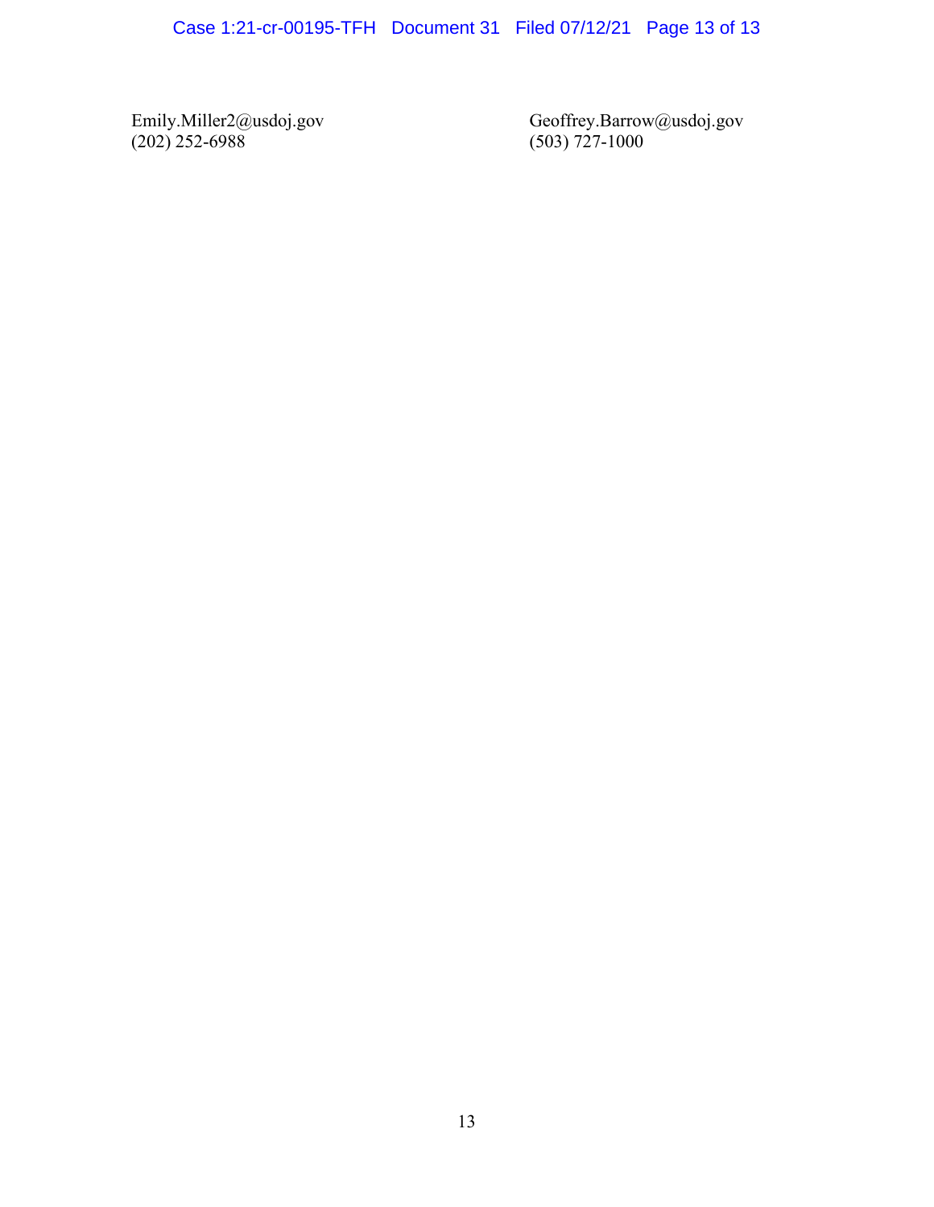Emily.Miller2@usdoj.gov
(202) 252-6988

Geoffrey.Barrow@usdoj.gov
(503) 727-1000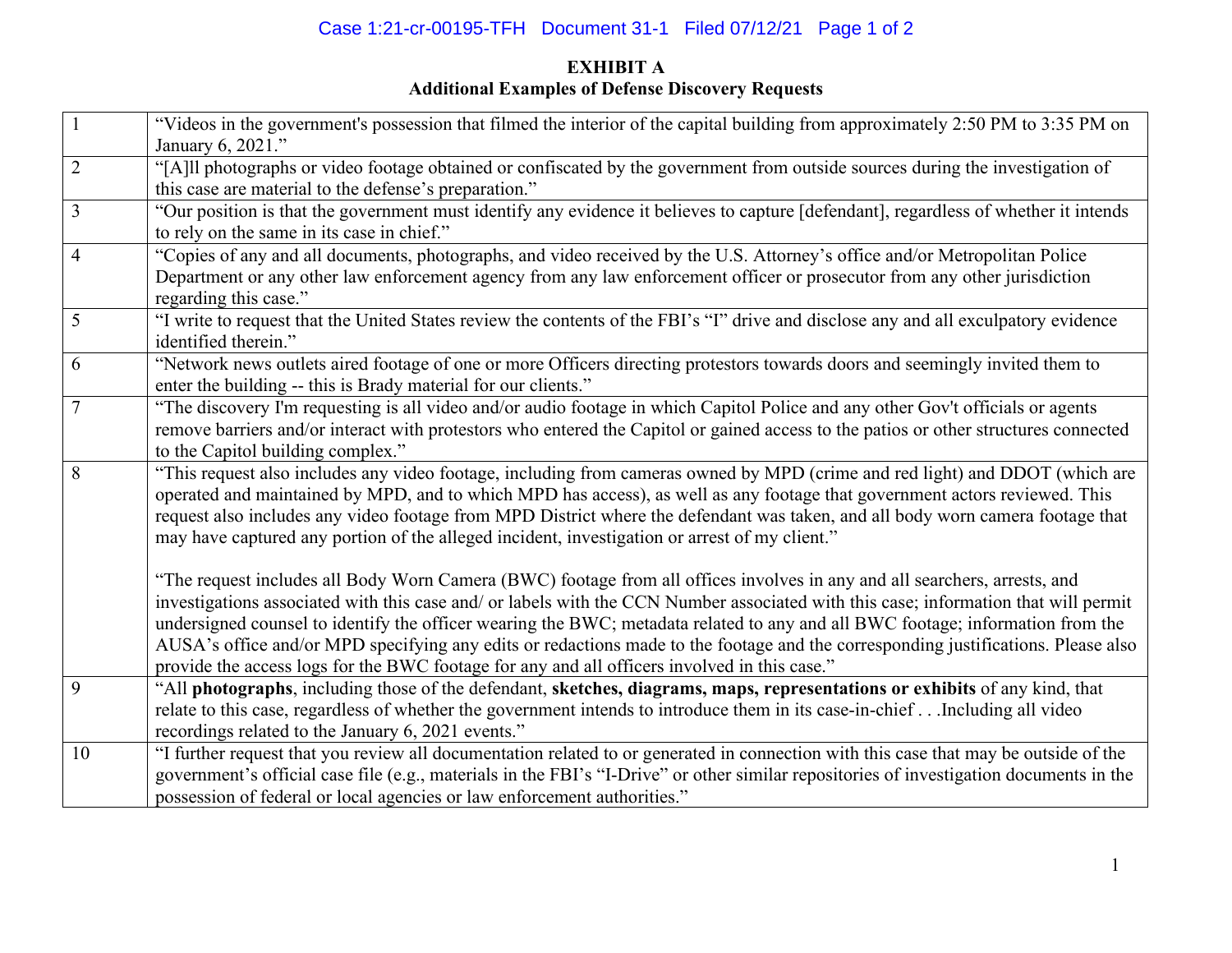**EXHIBIT A**
**Additional Examples of Defense Discovery Requests**

| | |
|---|---|
| 1 | "Videos in the government's possession that filmed the interior of the capital building from approximately 2:50 PM to 3:35 PM on January 6, 2021." |
| 2 | "[A]ll photographs or video footage obtained or confiscated by the government from outside sources during the investigation of this case are material to the defense's preparation." |
| 3 | "Our position is that the government must identify any evidence it believes to capture [defendant], regardless of whether it intends to rely on the same in its case in chief." |
| 4 | "Copies of any and all documents, photographs, and video received by the U.S. Attorney's office and/or Metropolitan Police Department or any other law enforcement agency from any law enforcement officer or prosecutor from any other jurisdiction regarding this case." |
| 5 | "I write to request that the United States review the contents of the FBI's "I" drive and disclose any and all exculpatory evidence identified therein." |
| 6 | "Network news outlets aired footage of one or more Officers directing protestors towards doors and seemingly invited them to enter the building -- this is Brady material for our clients." |
| 7 | "The discovery I'm requesting is all video and/or audio footage in which Capitol Police and any other Gov't officials or agents remove barriers and/or interact with protestors who entered the Capitol or gained access to the patios or other structures connected to the Capitol building complex." |
| 8 | "This request also includes any video footage, including from cameras owned by MPD (crime and red light) and DDOT (which are operated and maintained by MPD, and to which MPD has access), as well as any footage that government actors reviewed. This request also includes any video footage from MPD District where the defendant was taken, and all body worn camera footage that may have captured any portion of the alleged incident, investigation or arrest of my client." "The request includes all Body Worn Camera (BWC) footage from all offices involves in any and all searchers, arrests, and investigations associated with this case and/ or labels with the CCN Number associated with this case; information that will permit undersigned counsel to identify the officer wearing the BWC; metadata related to any and all BWC footage; information from the AUSA's office and/or MPD specifying any edits or redactions made to the footage and the corresponding justifications. Please also provide the access logs for the BWC footage for any and all officers involved in this case." |
| 9 | "All **photographs**, including those of the defendant, **sketches, diagrams, maps, representations or exhibits** of any kind, that relate to this case, regardless of whether the government intends to introduce them in its case-in-chief . . .Including all video recordings related to the January 6, 2021 events." |
| 10 | "I further request that you review all documentation related to or generated in connection with this case that may be outside of the government's official case file (e.g., materials in the FBI's "I-Drive" or other similar repositories of investigation documents in the possession of federal or local agencies or law enforcement authorities." |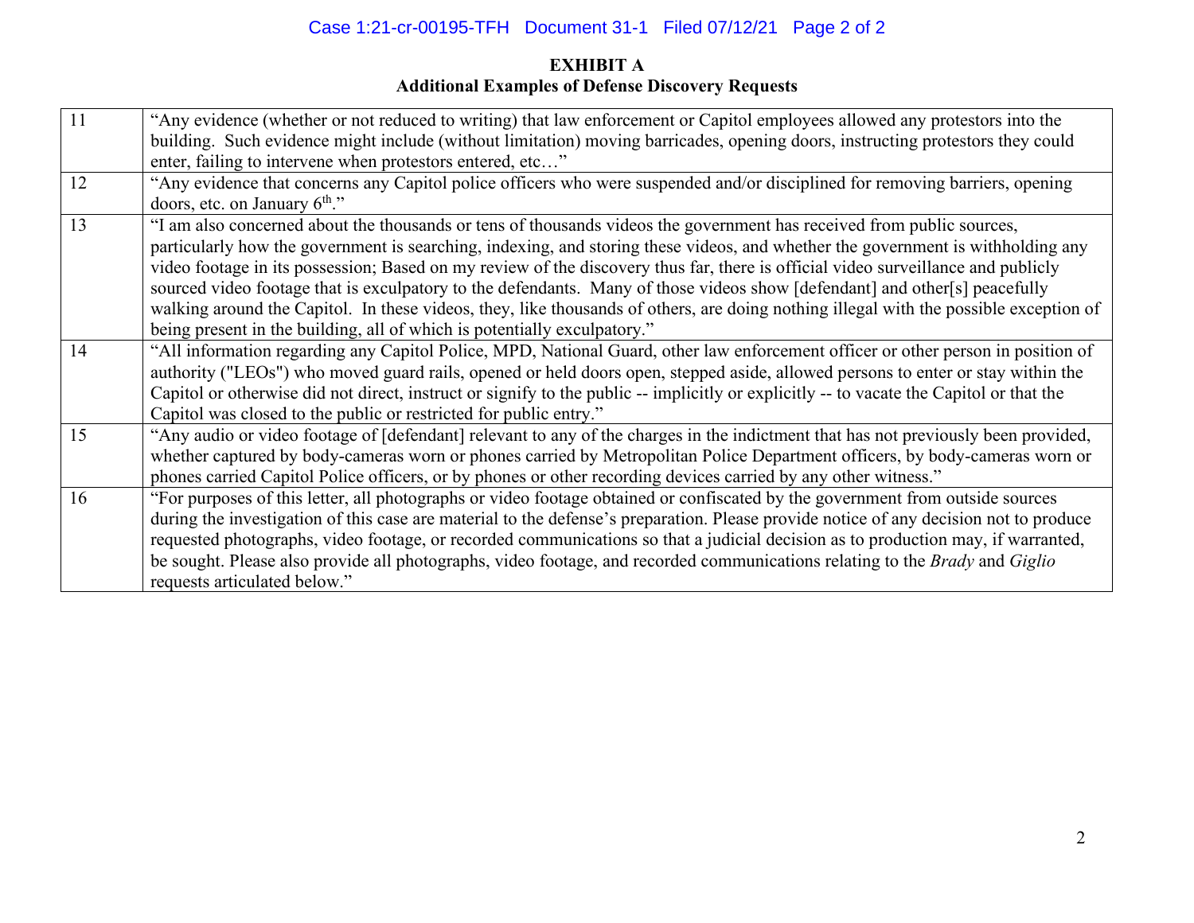**EXHIBIT A**
**Additional Examples of Defense Discovery Requests**

| | |
|---|---|
| 11 | "Any evidence (whether or not reduced to writing) that law enforcement or Capitol employees allowed any protestors into the building. Such evidence might include (without limitation) moving barricades, opening doors, instructing protestors they could enter, failing to intervene when protestors entered, etc…" |
| 12 | "Any evidence that concerns any Capitol police officers who were suspended and/or disciplined for removing barriers, opening doors, etc. on January 6th." |
| 13 | "I am also concerned about the thousands or tens of thousands videos the government has received from public sources, particularly how the government is searching, indexing, and storing these videos, and whether the government is withholding any video footage in its possession; Based on my review of the discovery thus far, there is official video surveillance and publicly sourced video footage that is exculpatory to the defendants. Many of those videos show [defendant] and other[s] peacefully walking around the Capitol. In these videos, they, like thousands of others, are doing nothing illegal with the possible exception of being present in the building, all of which is potentially exculpatory." |
| 14 | "All information regarding any Capitol Police, MPD, National Guard, other law enforcement officer or other person in position of authority ("LEOs") who moved guard rails, opened or held doors open, stepped aside, allowed persons to enter or stay within the Capitol or otherwise did not direct, instruct or signify to the public -- implicitly or explicitly -- to vacate the Capitol or that the Capitol was closed to the public or restricted for public entry." |
| 15 | "Any audio or video footage of [defendant] relevant to any of the charges in the indictment that has not previously been provided, whether captured by body-cameras worn or phones carried by Metropolitan Police Department officers, by body-cameras worn or phones carried Capitol Police officers, or by phones or other recording devices carried by any other witness." |
| 16 | "For purposes of this letter, all photographs or video footage obtained or confiscated by the government from outside sources during the investigation of this case are material to the defense's preparation. Please provide notice of any decision not to produce requested photographs, video footage, or recorded communications so that a judicial decision as to production may, if warranted, be sought. Please also provide all photographs, video footage, and recorded communications relating to the *Brady* and *Giglio* requests articulated below." |